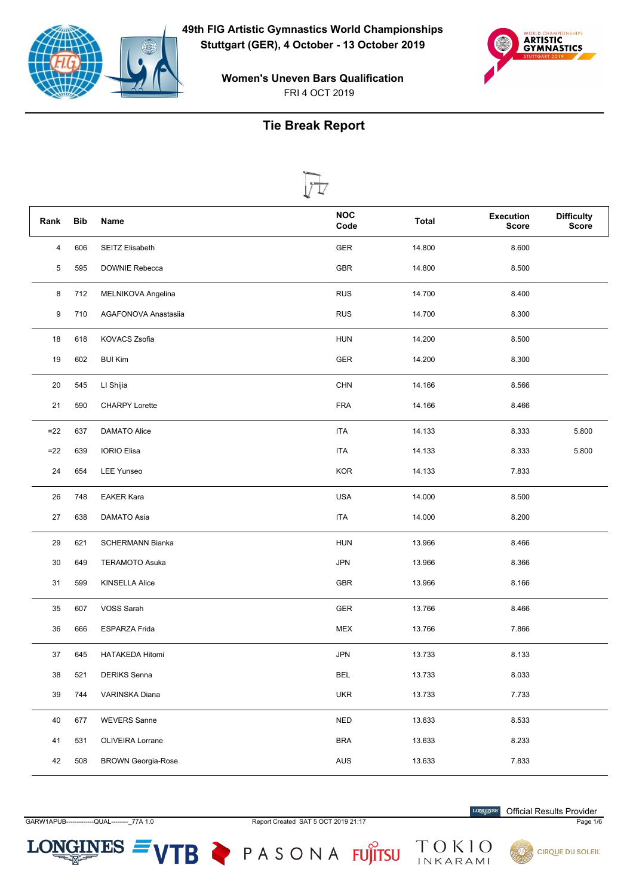# 49th FIG Artistic Gymnastics World Championships

**Stuttgart (GER), 4 October - 13 October 2019**

**Women's Uneven Bars Qualification**

FRI 4 OCT 2019

## Tie Break Report

| Rank | Bib | Name | NOC Code | Total | Execution Score | Difficulty Score |
|---|---|---|---|---|---|---|
| 4 | 606 | SEITZ Elisabeth | GER | 14.800 | 8.600 | |
| 5 | 595 | DOWNIE Rebecca | GBR | 14.800 | 8.500 | |
| 8 | 712 | MELNIKOVA Angelina | RUS | 14.700 | 8.400 | |
| 9 | 710 | AGAFONOVA Anastasiia | RUS | 14.700 | 8.300 | |
| 18 | 618 | KOVACS Zsofia | HUN | 14.200 | 8.500 | |
| 19 | 602 | BUI Kim | GER | 14.200 | 8.300 | |
| 20 | 545 | LI Shijia | CHN | 14.166 | 8.566 | |
| 21 | 590 | CHARPY Lorette | FRA | 14.166 | 8.466 | |
| =22 | 637 | DAMATO Alice | ITA | 14.133 | 8.333 | 5.800 |
| =22 | 639 | IORIO Elisa | ITA | 14.133 | 8.333 | 5.800 |
| 24 | 654 | LEE Yunseo | KOR | 14.133 | 7.833 | |
| 26 | 748 | EAKER Kara | USA | 14.000 | 8.500 | |
| 27 | 638 | DAMATO Asia | ITA | 14.000 | 8.200 | |
| 29 | 621 | SCHERMANN Bianka | HUN | 13.966 | 8.466 | |
| 30 | 649 | TERAMOTO Asuka | JPN | 13.966 | 8.366 | |
| 31 | 599 | KINSELLA Alice | GBR | 13.966 | 8.166 | |
| 35 | 607 | VOSS Sarah | GER | 13.766 | 8.466 | |
| 36 | 666 | ESPARZA Frida | MEX | 13.766 | 7.866 | |
| 37 | 645 | HATAKEDA Hitomi | JPN | 13.733 | 8.133 | |
| 38 | 521 | DERIKS Senna | BEL | 13.733 | 8.033 | |
| 39 | 744 | VARINSKA Diana | UKR | 13.733 | 7.733 | |
| 40 | 677 | WEVERS Sanne | NED | 13.633 | 8.533 | |
| 41 | 531 | OLIVEIRA Lorrane | BRA | 13.633 | 8.233 | |
| 42 | 508 | BROWN Georgia-Rose | AUS | 13.633 | 7.833 | |

GARW1APUB--------------QUAL--------_77A 1.0 Report Created SAT 5 OCT 2019 21:17

Official Results Provider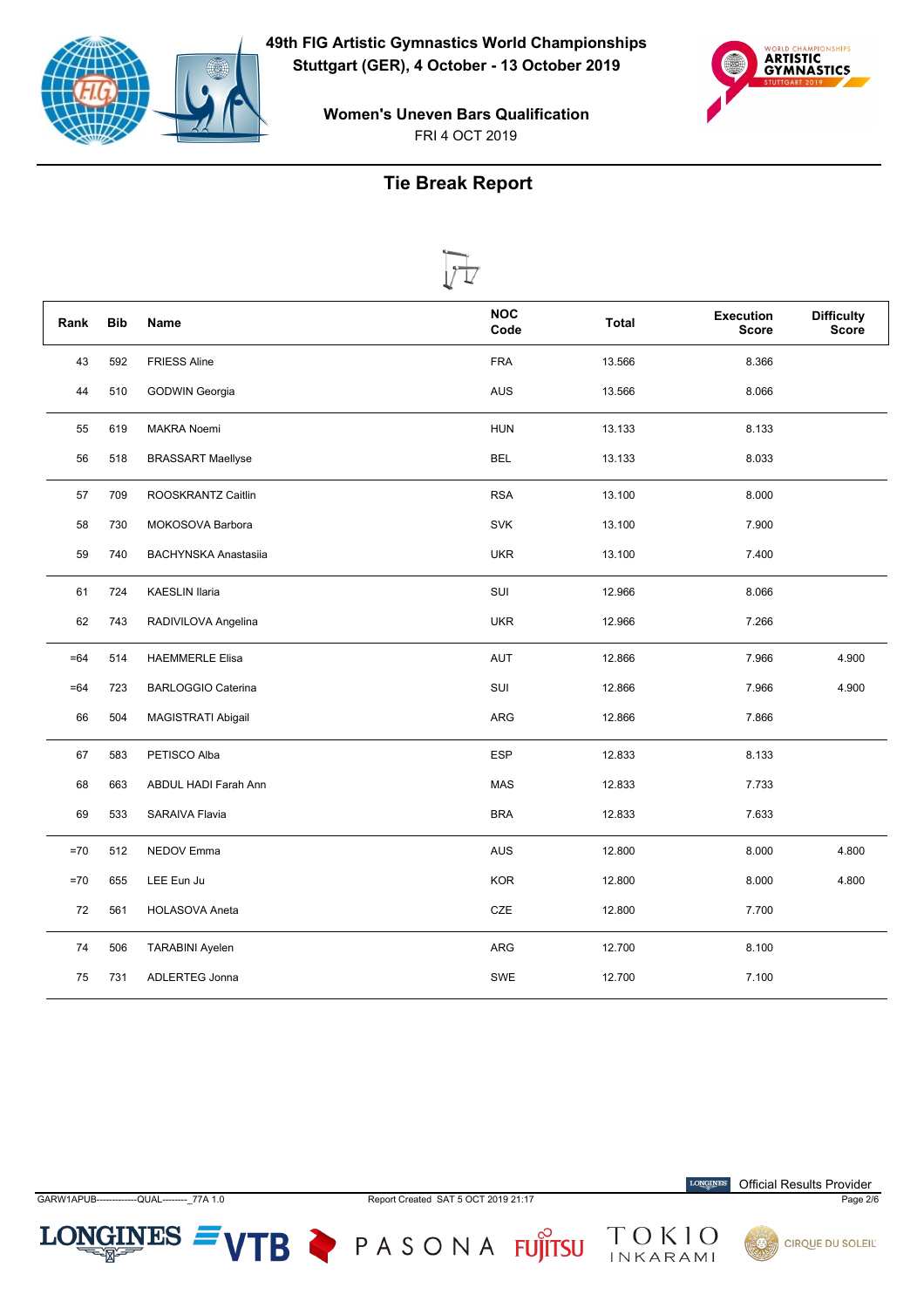# 49th FIG Artistic Gymnastics World Championships
## Stuttgart (GER), 4 October - 13 October 2019

### Women's Uneven Bars Qualification
FRI 4 OCT 2019

## Tie Break Report

| Rank | Bib | Name | NOC Code | Total | Execution Score | Difficulty Score |
|---|---|---|---|---|---|---|
| 43 | 592 | FRIESS Aline | FRA | 13.566 | 8.366 | |
| 44 | 510 | GODWIN Georgia | AUS | 13.566 | 8.066 | |
| 55 | 619 | MAKRA Noemi | HUN | 13.133 | 8.133 | |
| 56 | 518 | BRASSART Maellyse | BEL | 13.133 | 8.033 | |
| 57 | 709 | ROOSKRANTZ Caitlin | RSA | 13.100 | 8.000 | |
| 58 | 730 | MOKOSOVA Barbora | SVK | 13.100 | 7.900 | |
| 59 | 740 | BACHYNSKA Anastasiia | UKR | 13.100 | 7.400 | |
| 61 | 724 | KAESLIN Ilaria | SUI | 12.966 | 8.066 | |
| 62 | 743 | RADIVILOVA Angelina | UKR | 12.966 | 7.266 | |
| =64 | 514 | HAEMMERLE Elisa | AUT | 12.866 | 7.966 | 4.900 |
| =64 | 723 | BARLOGGIO Caterina | SUI | 12.866 | 7.966 | 4.900 |
| 66 | 504 | MAGISTRATI Abigail | ARG | 12.866 | 7.866 | |
| 67 | 583 | PETISCO Alba | ESP | 12.833 | 8.133 | |
| 68 | 663 | ABDUL HADI Farah Ann | MAS | 12.833 | 7.733 | |
| 69 | 533 | SARAIVA Flavia | BRA | 12.833 | 7.633 | |
| =70 | 512 | NEDOV Emma | AUS | 12.800 | 8.000 | 4.800 |
| =70 | 655 | LEE Eun Ju | KOR | 12.800 | 8.000 | 4.800 |
| 72 | 561 | HOLASOVA Aneta | CZE | 12.800 | 7.700 | |
| 74 | 506 | TARABINI Ayelen | ARG | 12.700 | 8.100 | |
| 75 | 731 | ADLERTEG Jonna | SWE | 12.700 | 7.100 | |

GARW1APUB--------------QUAL--------_77A 1.0 Report Created SAT 5 OCT 2019 21:17

Official Results Provider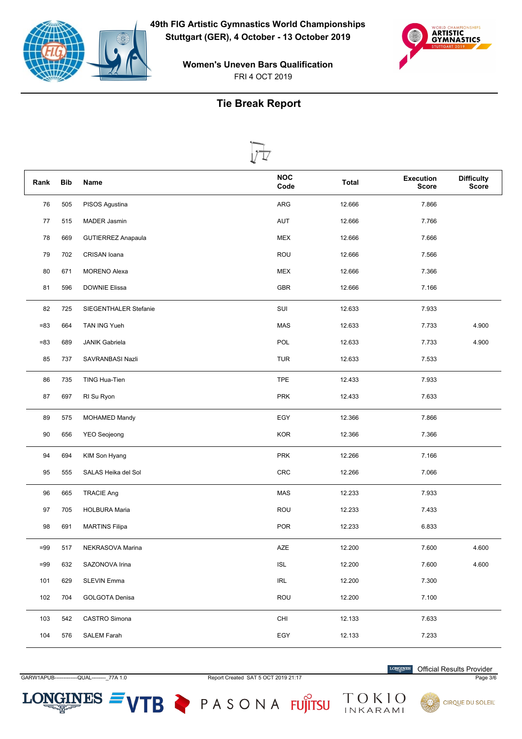# 49th FIG Artistic Gymnastics World Championships
## Stuttgart (GER), 4 October - 13 October 2019

### Women's Uneven Bars Qualification
FRI 4 OCT 2019

## Tie Break Report

| Rank | Bib | Name | NOC Code | Total | Execution Score | Difficulty Score |
|---|---|---|---|---|---|---|
| 76 | 505 | PISOS Agustina | ARG | 12.666 | 7.866 | |
| 77 | 515 | MADER Jasmin | AUT | 12.666 | 7.766 | |
| 78 | 669 | GUTIERREZ Anapaula | MEX | 12.666 | 7.666 | |
| 79 | 702 | CRISAN Ioana | ROU | 12.666 | 7.566 | |
| 80 | 671 | MORENO Alexa | MEX | 12.666 | 7.366 | |
| 81 | 596 | DOWNIE Elissa | GBR | 12.666 | 7.166 | |
| 82 | 725 | SIEGENTHALER Stefanie | SUI | 12.633 | 7.933 | |
| =83 | 664 | TAN ING Yueh | MAS | 12.633 | 7.733 | 4.900 |
| =83 | 689 | JANIK Gabriela | POL | 12.633 | 7.733 | 4.900 |
| 85 | 737 | SAVRANBASI Nazli | TUR | 12.633 | 7.533 | |
| 86 | 735 | TING Hua-Tien | TPE | 12.433 | 7.933 | |
| 87 | 697 | RI Su Ryon | PRK | 12.433 | 7.633 | |
| 89 | 575 | MOHAMED Mandy | EGY | 12.366 | 7.866 | |
| 90 | 656 | YEO Seojeong | KOR | 12.366 | 7.366 | |
| 94 | 694 | KIM Son Hyang | PRK | 12.266 | 7.166 | |
| 95 | 555 | SALAS Heika del Sol | CRC | 12.266 | 7.066 | |
| 96 | 665 | TRACIE Ang | MAS | 12.233 | 7.933 | |
| 97 | 705 | HOLBURA Maria | ROU | 12.233 | 7.433 | |
| 98 | 691 | MARTINS Filipa | POR | 12.233 | 6.833 | |
| =99 | 517 | NEKRASOVA Marina | AZE | 12.200 | 7.600 | 4.600 |
| =99 | 632 | SAZONOVA Irina | ISL | 12.200 | 7.600 | 4.600 |
| 101 | 629 | SLEVIN Emma | IRL | 12.200 | 7.300 | |
| 102 | 704 | GOLGOTA Denisa | ROU | 12.200 | 7.100 | |
| 103 | 542 | CASTRO Simona | CHI | 12.133 | 7.633 | |
| 104 | 576 | SALEM Farah | EGY | 12.133 | 7.233 | |

GARW1APUB--------------QUAL--------_77A 1.0 | Report Created SAT 5 OCT 2019 21:17 | Official Results Provider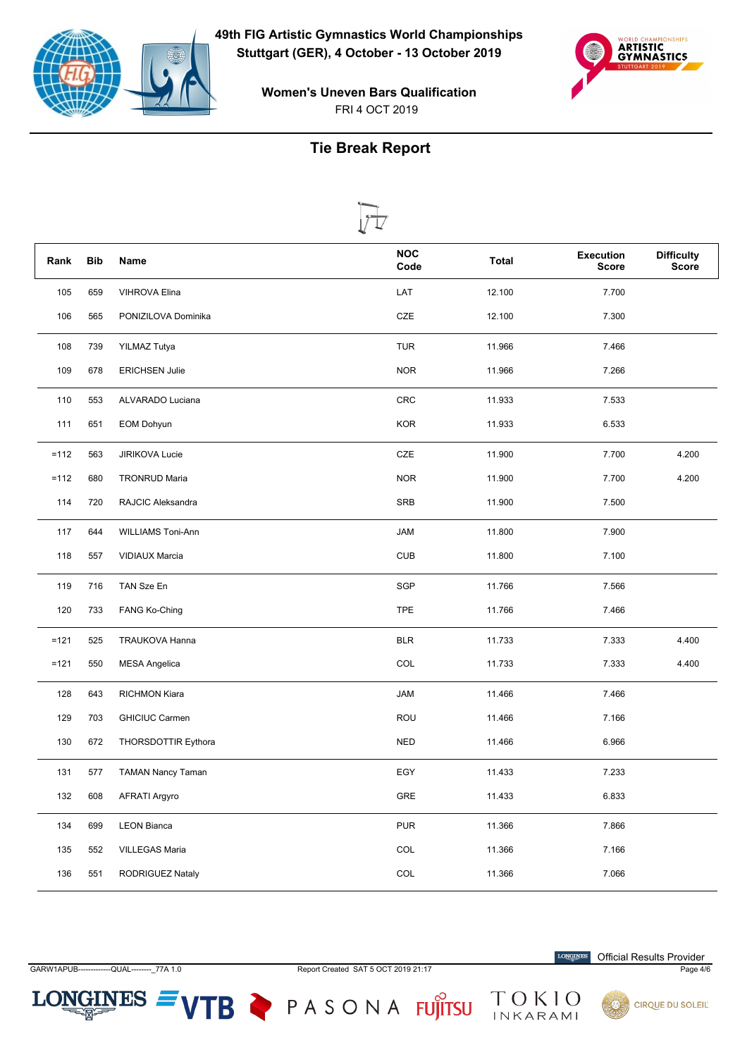# 49th FIG Artistic Gymnastics World Championships

**Stuttgart (GER), 4 October - 13 October 2019**

**Women's Uneven Bars Qualification**

FRI 4 OCT 2019

## Tie Break Report

| Rank | Bib | Name | NOC Code | Total | Execution Score | Difficulty Score |
|---|---|---|---|---|---|---|
| 105 | 659 | VIHROVA Elina | LAT | 12.100 | 7.700 | |
| 106 | 565 | PONIZILOVA Dominika | CZE | 12.100 | 7.300 | |
| 108 | 739 | YILMAZ Tutya | TUR | 11.966 | 7.466 | |
| 109 | 678 | ERICHSEN Julie | NOR | 11.966 | 7.266 | |
| 110 | 553 | ALVARADO Luciana | CRC | 11.933 | 7.533 | |
| 111 | 651 | EOM Dohyun | KOR | 11.933 | 6.533 | |
| =112 | 563 | JIRIKOVA Lucie | CZE | 11.900 | 7.700 | 4.200 |
| =112 | 680 | TRONRUD Maria | NOR | 11.900 | 7.700 | 4.200 |
| 114 | 720 | RAJCIC Aleksandra | SRB | 11.900 | 7.500 | |
| 117 | 644 | WILLIAMS Toni-Ann | JAM | 11.800 | 7.900 | |
| 118 | 557 | VIDIAUX Marcia | CUB | 11.800 | 7.100 | |
| 119 | 716 | TAN Sze En | SGP | 11.766 | 7.566 | |
| 120 | 733 | FANG Ko-Ching | TPE | 11.766 | 7.466 | |
| =121 | 525 | TRAUKOVA Hanna | BLR | 11.733 | 7.333 | 4.400 |
| =121 | 550 | MESA Angelica | COL | 11.733 | 7.333 | 4.400 |
| 128 | 643 | RICHMON Kiara | JAM | 11.466 | 7.466 | |
| 129 | 703 | GHICIUC Carmen | ROU | 11.466 | 7.166 | |
| 130 | 672 | THORSDOTTIR Eythora | NED | 11.466 | 6.966 | |
| 131 | 577 | TAMAN Nancy Taman | EGY | 11.433 | 7.233 | |
| 132 | 608 | AFRATI Argyro | GRE | 11.433 | 6.833 | |
| 134 | 699 | LEON Bianca | PUR | 11.366 | 7.866 | |
| 135 | 552 | VILLEGAS Maria | COL | 11.366 | 7.166 | |
| 136 | 551 | RODRIGUEZ Nataly | COL | 11.366 | 7.066 | |

GARW1APUB--------------QUAL--------_77A 1.0 Report Created SAT 5 OCT 2019 21:17

Official Results Provider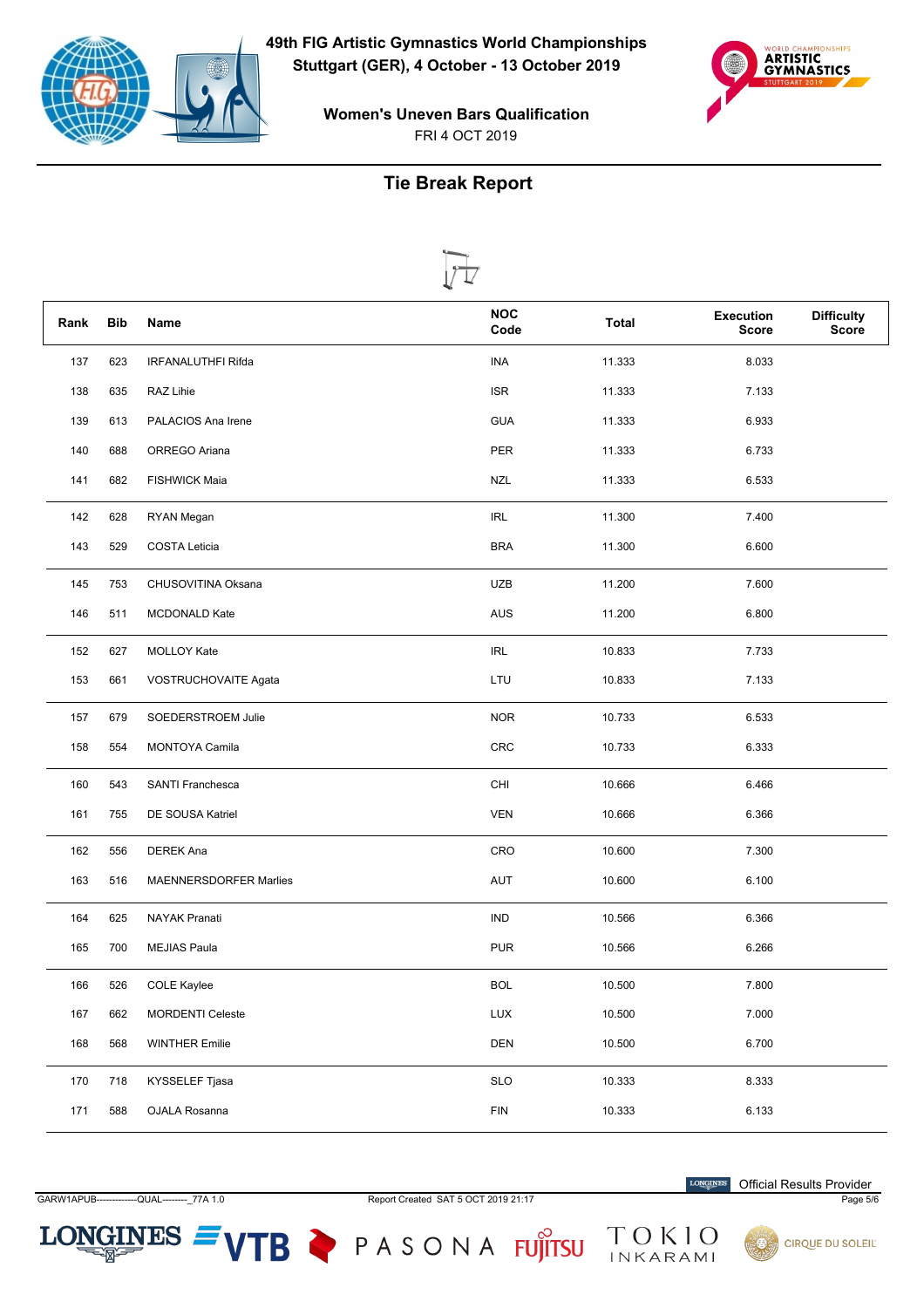# 49th FIG Artistic Gymnastics World Championships

**Stuttgart (GER), 4 October - 13 October 2019**

**Women's Uneven Bars Qualification**

FRI 4 OCT 2019

## Tie Break Report

| Rank | Bib | Name | NOC Code | Total | Execution Score | Difficulty Score |
|---|---|---|---|---|---|---|
| 137 | 623 | IRFANALUTHFI Rifda | INA | 11.333 | 8.033 | |
| 138 | 635 | RAZ Lihie | ISR | 11.333 | 7.133 | |
| 139 | 613 | PALACIOS Ana Irene | GUA | 11.333 | 6.933 | |
| 140 | 688 | ORREGO Ariana | PER | 11.333 | 6.733 | |
| 141 | 682 | FISHWICK Maia | NZL | 11.333 | 6.533 | |
| 142 | 628 | RYAN Megan | IRL | 11.300 | 7.400 | |
| 143 | 529 | COSTA Leticia | BRA | 11.300 | 6.600 | |
| 145 | 753 | CHUSOVITINA Oksana | UZB | 11.200 | 7.600 | |
| 146 | 511 | MCDONALD Kate | AUS | 11.200 | 6.800 | |
| 152 | 627 | MOLLOY Kate | IRL | 10.833 | 7.733 | |
| 153 | 661 | VOSTRUCHOVAITE Agata | LTU | 10.833 | 7.133 | |
| 157 | 679 | SOEDERSTROEM Julie | NOR | 10.733 | 6.533 | |
| 158 | 554 | MONTOYA Camila | CRC | 10.733 | 6.333 | |
| 160 | 543 | SANTI Franchesca | CHI | 10.666 | 6.466 | |
| 161 | 755 | DE SOUSA Katriel | VEN | 10.666 | 6.366 | |
| 162 | 556 | DEREK Ana | CRO | 10.600 | 7.300 | |
| 163 | 516 | MAENNERSDORFER Marlies | AUT | 10.600 | 6.100 | |
| 164 | 625 | NAYAK Pranati | IND | 10.566 | 6.366 | |
| 165 | 700 | MEJIAS Paula | PUR | 10.566 | 6.266 | |
| 166 | 526 | COLE Kaylee | BOL | 10.500 | 7.800 | |
| 167 | 662 | MORDENTI Celeste | LUX | 10.500 | 7.000 | |
| 168 | 568 | WINTHER Emilie | DEN | 10.500 | 6.700 | |
| 170 | 718 | KYSSELEF Tjasa | SLO | 10.333 | 8.333 | |
| 171 | 588 | OJALA Rosanna | FIN | 10.333 | 6.133 | |

GARW1APUB-------------QUAL--------_77A 1.0 Report Created SAT 5 OCT 2019 21:17

Official Results Provider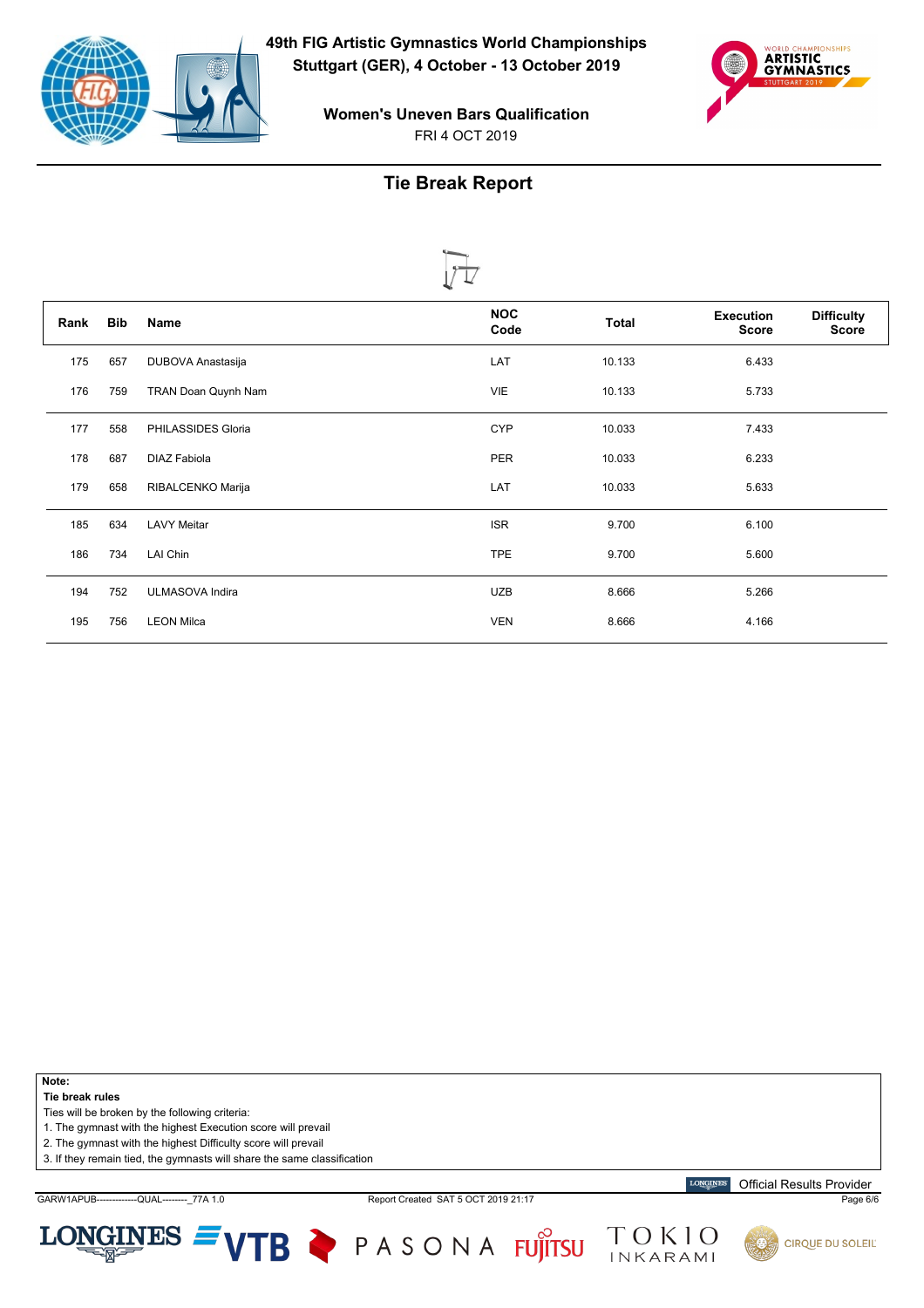# 49th FIG Artistic Gymnastics World Championships
Stuttgart (GER), 4 October - 13 October 2019

## Women's Uneven Bars Qualification
FRI 4 OCT 2019

## Tie Break Report

| Rank | Bib | Name | NOC Code | Total | Execution Score | Difficulty Score |
|---|---|---|---|---|---|---|
| 175 | 657 | DUBOVA Anastasija | LAT | 10.133 | 6.433 | |
| 176 | 759 | TRAN Doan Quynh Nam | VIE | 10.133 | 5.733 | |
| 177 | 558 | PHILASSIDES Gloria | CYP | 10.033 | 7.433 | |
| 178 | 687 | DIAZ Fabiola | PER | 10.033 | 6.233 | |
| 179 | 658 | RIBALCENKO Marija | LAT | 10.033 | 5.633 | |
| 185 | 634 | LAVY Meitar | ISR | 9.700 | 6.100 | |
| 186 | 734 | LAI Chin | TPE | 9.700 | 5.600 | |
| 194 | 752 | ULMASOVA Indira | UZB | 8.666 | 5.266 | |
| 195 | 756 | LEON Milca | VEN | 8.666 | 4.166 | |

**Note:**
**Tie break rules**
Ties will be broken by the following criteria:
1. The gymnast with the highest Execution score will prevail
2. The gymnast with the highest Difficulty score will prevail
3. If they remain tied, the gymnasts will share the same classification

GARW1APUB--------------QUAL--------_77A 1.0 Report Created SAT 5 OCT 2019 21:17

Official Results Provider